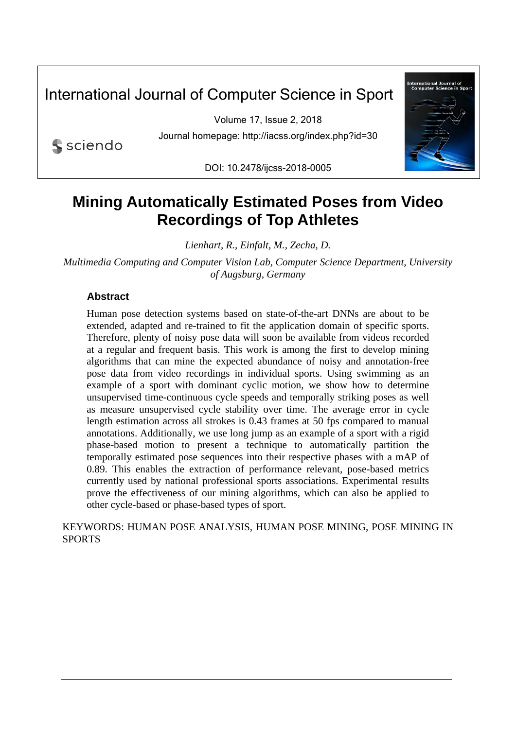International Journal of Computer Science in Sport

Volume 17, Issue 2, 2018

Journal homepage: http://iacss.org/index.php?id=30

DOI: 10.2478/ijcss-2018-0005

# Mining Automatically Estimated Poses from Video Recordings of Top Athletes

*Lienhart, R., Einfalt, M., Zecha, D.*

*Multimedia Computing and Computer Vision Lab, Computer Science Department, University of Augsburg, Germany*

## Abstract

Human pose detection systems based on state-of-the-art DNNs are about to be extended, adapted and re-trained to fit the application domain of specific sports. Therefore, plenty of noisy pose data will soon be available from videos recorded at a regular and frequent basis. This work is among the first to develop mining algorithms that can mine the expected abundance of noisy and annotation-free pose data from video recordings in individual sports. Using swimming as an example of a sport with dominant cyclic motion, we show how to determine unsupervised time-continuous cycle speeds and temporally striking poses as well as measure unsupervised cycle stability over time. The average error in cycle length estimation across all strokes is 0.43 frames at 50 fps compared to manual annotations. Additionally, we use long jump as an example of a sport with a rigid phase-based motion to present a technique to automatically partition the temporally estimated pose sequences into their respective phases with a mAP of 0.89. This enables the extraction of performance relevant, pose-based metrics currently used by national professional sports associations. Experimental results prove the effectiveness of our mining algorithms, which can also be applied to other cycle-based or phase-based types of sport.

KEYWORDS: HUMAN POSE ANALYSIS, HUMAN POSE MINING, POSE MINING IN SPORTS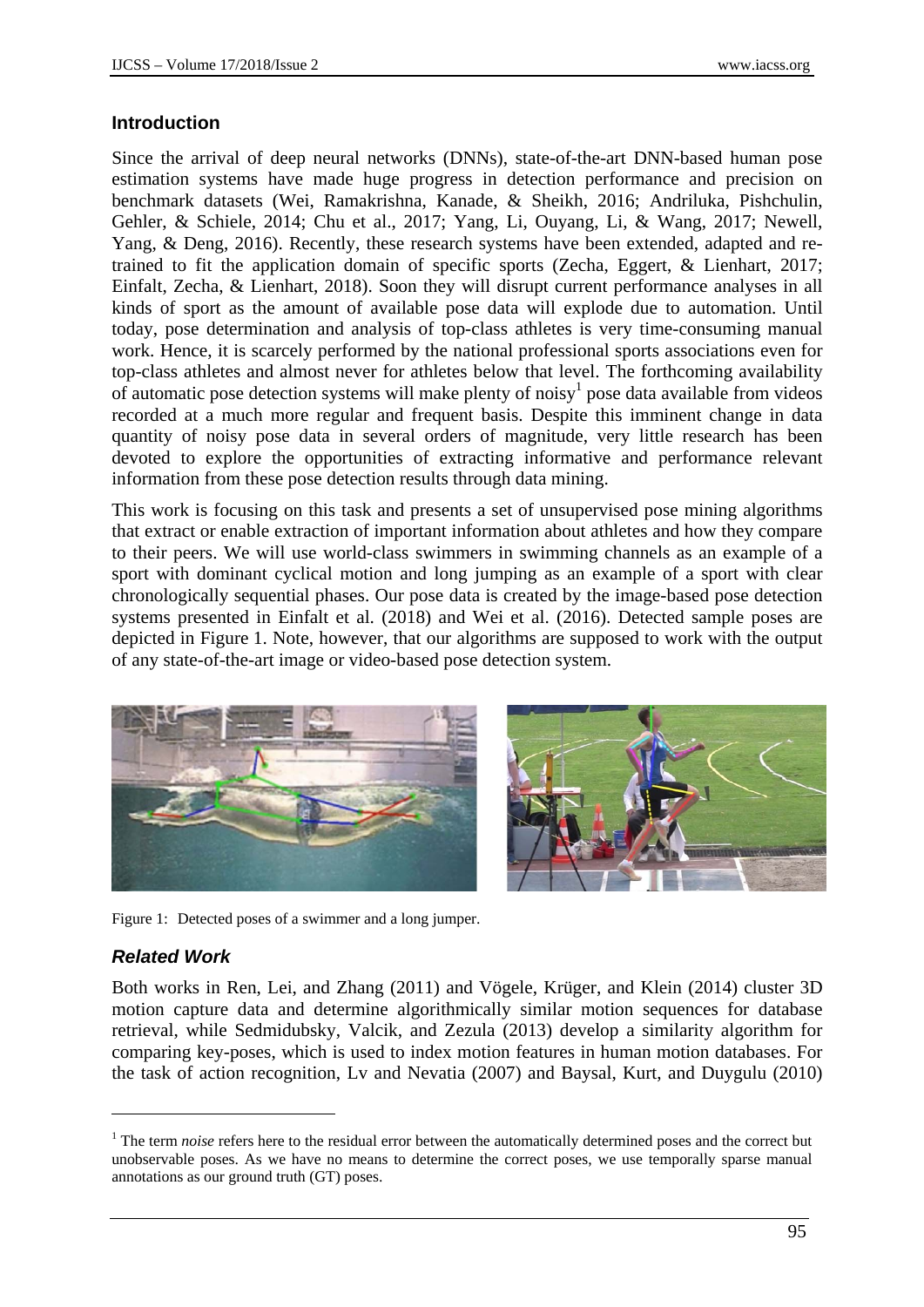## Introduction

Since the arrival of deep neural networks (DNNs), state-of-the-art DNN-based human pose estimation systems have made huge progress in detection performance and precision on benchmark datasets (Wei, Ramakrishna, Kanade, & Sheikh, 2016; Andriluka, Pishchulin, Gehler, & Schiele, 2014; Chu et al., 2017; Yang, Li, Ouyang, Li, & Wang, 2017; Newell, Yang, & Deng, 2016). Recently, these research systems have been extended, adapted and re-trained to fit the application domain of specific sports (Zecha, Eggert, & Lienhart, 2017; Einfalt, Zecha, & Lienhart, 2018). Soon they will disrupt current performance analyses in all kinds of sport as the amount of available pose data will explode due to automation. Until today, pose determination and analysis of top-class athletes is very time-consuming manual work. Hence, it is scarcely performed by the national professional sports associations even for top-class athletes and almost never for athletes below that level. The forthcoming availability of automatic pose detection systems will make plenty of noisy[1] pose data available from videos recorded at a much more regular and frequent basis. Despite this imminent change in data quantity of noisy pose data in several orders of magnitude, very little research has been devoted to explore the opportunities of extracting informative and performance relevant information from these pose detection results through data mining.

This work is focusing on this task and presents a set of unsupervised pose mining algorithms that extract or enable extraction of important information about athletes and how they compare to their peers. We will use world-class swimmers in swimming channels as an example of a sport with dominant cyclical motion and long jumping as an example of a sport with clear chronologically sequential phases. Our pose data is created by the image-based pose detection systems presented in Einfalt et al. (2018) and Wei et al. (2016). Detected sample poses are depicted in Figure 1. Note, however, that our algorithms are supposed to work with the output of any state-of-the-art image or video-based pose detection system.

Figure 1: Detected poses of a swimmer and a long jumper.

### *Related Work*

Both works in Ren, Lei, and Zhang (2011) and Vögele, Krüger, and Klein (2014) cluster 3D motion capture data and determine algorithmically similar motion sequences for database retrieval, while Sedmidubsky, Valcik, and Zezula (2013) develop a similarity algorithm for comparing key-poses, which is used to index motion features in human motion databases. For the task of action recognition, Lv and Nevatia (2007) and Baysal, Kurt, and Duygulu (2010)

[1] The term *noise* refers here to the residual error between the automatically determined poses and the correct but unobservable poses. As we have no means to determine the correct poses, we use temporally sparse manual annotations as our ground truth (GT) poses.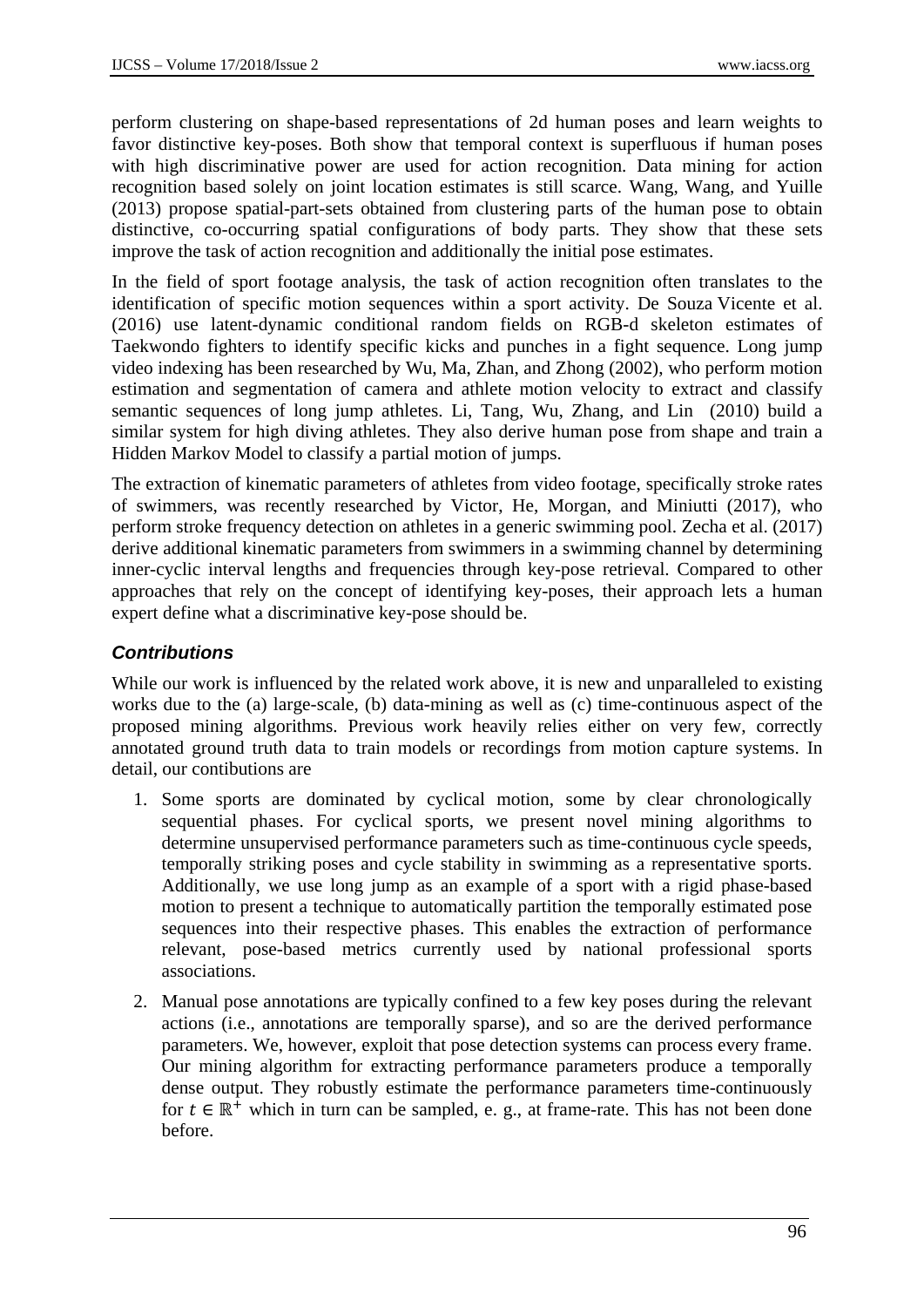perform clustering on shape-based representations of 2d human poses and learn weights to favor distinctive key-poses. Both show that temporal context is superfluous if human poses with high discriminative power are used for action recognition. Data mining for action recognition based solely on joint location estimates is still scarce. Wang, Wang, and Yuille (2013) propose spatial-part-sets obtained from clustering parts of the human pose to obtain distinctive, co-occurring spatial configurations of body parts. They show that these sets improve the task of action recognition and additionally the initial pose estimates.

In the field of sport footage analysis, the task of action recognition often translates to the identification of specific motion sequences within a sport activity. De Souza Vicente et al. (2016) use latent-dynamic conditional random fields on RGB-d skeleton estimates of Taekwondo fighters to identify specific kicks and punches in a fight sequence. Long jump video indexing has been researched by Wu, Ma, Zhan, and Zhong (2002), who perform motion estimation and segmentation of camera and athlete motion velocity to extract and classify semantic sequences of long jump athletes. Li, Tang, Wu, Zhang, and Lin (2010) build a similar system for high diving athletes. They also derive human pose from shape and train a Hidden Markov Model to classify a partial motion of jumps.

The extraction of kinematic parameters of athletes from video footage, specifically stroke rates of swimmers, was recently researched by Victor, He, Morgan, and Miniutti (2017), who perform stroke frequency detection on athletes in a generic swimming pool. Zecha et al. (2017) derive additional kinematic parameters from swimmers in a swimming channel by determining inner-cyclic interval lengths and frequencies through key-pose retrieval. Compared to other approaches that rely on the concept of identifying key-poses, their approach lets a human expert define what a discriminative key-pose should be.

### *Contributions*

While our work is influenced by the related work above, it is new and unparalleled to existing works due to the (a) large-scale, (b) data-mining as well as (c) time-continuous aspect of the proposed mining algorithms. Previous work heavily relies either on very few, correctly annotated ground truth data to train models or recordings from motion capture systems. In detail, our contibutions are

1. Some sports are dominated by cyclical motion, some by clear chronologically sequential phases. For cyclical sports, we present novel mining algorithms to determine unsupervised performance parameters such as time-continuous cycle speeds, temporally striking poses and cycle stability in swimming as a representative sports. Additionally, we use long jump as an example of a sport with a rigid phase-based motion to present a technique to automatically partition the temporally estimated pose sequences into their respective phases. This enables the extraction of performance relevant, pose-based metrics currently used by national professional sports associations.
2. Manual pose annotations are typically confined to a few key poses during the relevant actions (i.e., annotations are temporally sparse), and so are the derived performance parameters. We, however, exploit that pose detection systems can process every frame. Our mining algorithm for extracting performance parameters produce a temporally dense output. They robustly estimate the performance parameters time-continuously for $t \in \mathbb{R}^{+}$ which in turn can be sampled, e. g., at frame-rate. This has not been done before.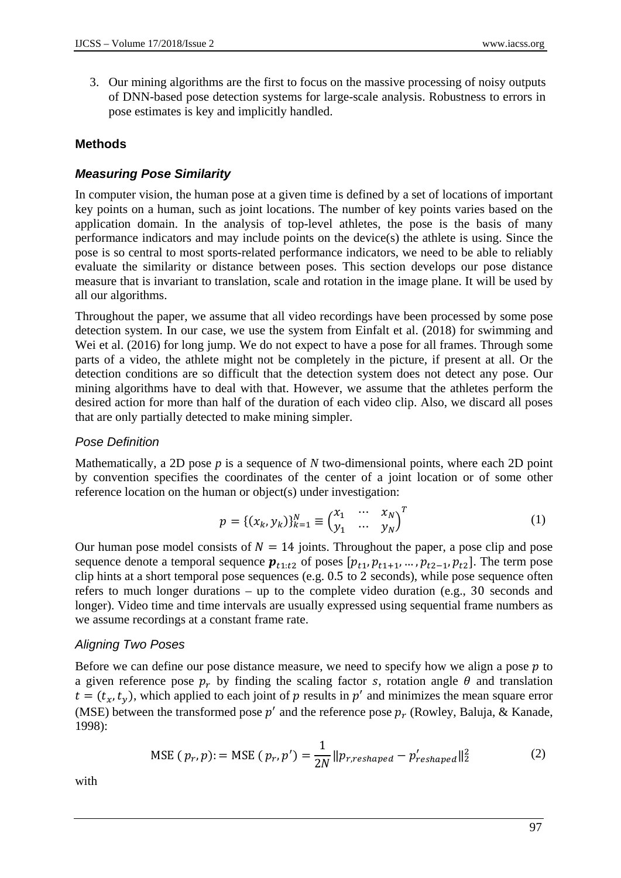3. Our mining algorithms are the first to focus on the massive processing of noisy outputs of DNN-based pose detection systems for large-scale analysis. Robustness to errors in pose estimates is key and implicitly handled.

## Methods

### *Measuring Pose Similarity*

In computer vision, the human pose at a given time is defined by a set of locations of important key points on a human, such as joint locations. The number of key points varies based on the application domain. In the analysis of top-level athletes, the pose is the basis of many performance indicators and may include points on the device(s) the athlete is using. Since the pose is so central to most sports-related performance indicators, we need to be able to reliably evaluate the similarity or distance between poses. This section develops our pose distance measure that is invariant to translation, scale and rotation in the image plane. It will be used by all our algorithms.

Throughout the paper, we assume that all video recordings have been processed by some pose detection system. In our case, we use the system from Einfalt et al. (2018) for swimming and Wei et al. (2016) for long jump. We do not expect to have a pose for all frames. Through some parts of a video, the athlete might not be completely in the picture, if present at all. Or the detection conditions are so difficult that the detection system does not detect any pose. Our mining algorithms have to deal with that. However, we assume that the athletes perform the desired action for more than half of the duration of each video clip. Also, we discard all poses that are only partially detected to make mining simpler.

#### *Pose Definition*

Mathematically, a 2D pose $p$ is a sequence of $N$ two-dimensional points, where each 2D point by convention specifies the coordinates of the center of a joint location or of some other reference location on the human or object(s) under investigation:

$$p = \{(x_k, y_k)\}_{k=1}^{N} \equiv \begin{pmatrix} x_1 & \cdots & x_N \\ y_1 & \cdots & y_N \end{pmatrix}^T \tag{1}$$

Our human pose model consists of $N = 14$ joints. Throughout the paper, a pose clip and pose sequence denote a temporal sequence $\boldsymbol{p}_{t1:t2}$ of poses $[p_{t1}, p_{t1+1}, \dots, p_{t2-1}, p_{t2}]$. The term pose clip hints at a short temporal pose sequences (e.g. 0.5 to 2 seconds), while pose sequence often refers to much longer durations – up to the complete video duration (e.g., 30 seconds and longer). Video time and time intervals are usually expressed using sequential frame numbers as we assume recordings at a constant frame rate.

#### *Aligning Two Poses*

Before we can define our pose distance measure, we need to specify how we align a pose $p$ to a given reference pose $p_r$ by finding the scaling factor $s$, rotation angle $\theta$ and translation $t = (t_x, t_y)$, which applied to each joint of $p$ results in $p'$ and minimizes the mean square error (MSE) between the transformed pose $p'$ and the reference pose $p_r$ (Rowley, Baluja, & Kanade, 1998):

$$\text{MSE}\ (p_r, p) := \text{MSE}\ (p_r, p') = \frac{1}{2N} \| p_{r,reshaped} - p'_{reshaped} \|_2^2 \tag{2}$$

with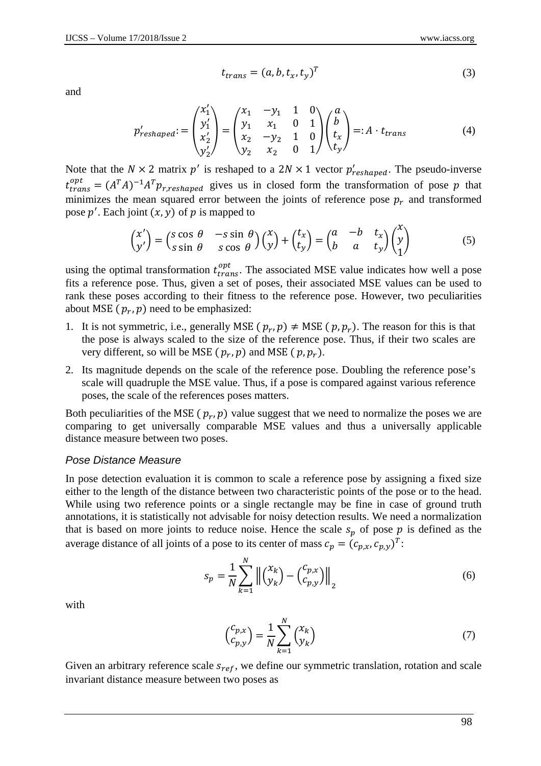$$t_{trans} = (a, b, t_x, t_y)^T \tag{3}$$

and

$$p'_{reshaped} := \begin{pmatrix} x'_1 \\ y'_1 \\ x'_2 \\ y'_2 \end{pmatrix} = \begin{pmatrix} x_1 & -y_1 & 1 & 0 \\ y_1 & x_1 & 0 & 1 \\ x_2 & -y_2 & 1 & 0 \\ y_2 & x_2 & 0 & 1 \end{pmatrix} \begin{pmatrix} a \\ b \\ t_x \\ t_y \end{pmatrix} =: A \cdot t_{trans} \tag{4}$$

Note that the $N \times 2$ matrix $p'$ is reshaped to a $2N \times 1$ vector $p'_{reshaped}$. The pseudo-inverse $t_{trans}^{opt} = (A^T A)^{-1} A^T p_{r,reshaped}$ gives us in closed form the transformation of pose $p$ that minimizes the mean squared error between the joints of reference pose $p_r$ and transformed pose $p'$. Each joint $(x, y)$ of $p$ is mapped to

$$\begin{pmatrix} x' \\ y' \end{pmatrix} = \begin{pmatrix} s\cos\theta & -s\sin\theta \\ s\sin\theta & s\cos\theta \end{pmatrix} \begin{pmatrix} x \\ y \end{pmatrix} + \begin{pmatrix} t_x \\ t_y \end{pmatrix} = \begin{pmatrix} a & -b & t_x \\ b & a & t_y \end{pmatrix} \begin{pmatrix} x \\ y \\ 1 \end{pmatrix} \tag{5}$$

using the optimal transformation $t_{trans}^{opt}$. The associated MSE value indicates how well a pose fits a reference pose. Thus, given a set of poses, their associated MSE values can be used to rank these poses according to their fitness to the reference pose. However, two peculiarities about MSE $(p_r, p)$ need to be emphasized:

1. It is not symmetric, i.e., generally MSE $(p_r, p) \neq$ MSE $(p, p_r)$. The reason for this is that the pose is always scaled to the size of the reference pose. Thus, if their two scales are very different, so will be MSE $(p_r, p)$ and MSE $(p, p_r)$.
2. Its magnitude depends on the scale of the reference pose. Doubling the reference pose's scale will quadruple the MSE value. Thus, if a pose is compared against various reference poses, the scale of the references poses matters.

Both peculiarities of the MSE $(p_r, p)$ value suggest that we need to normalize the poses we are comparing to get universally comparable MSE values and thus a universally applicable distance measure between two poses.

### *Pose Distance Measure*

In pose detection evaluation it is common to scale a reference pose by assigning a fixed size either to the length of the distance between two characteristic points of the pose or to the head. While using two reference points or a single rectangle may be fine in case of ground truth annotations, it is statistically not advisable for noisy detection results. We need a normalization that is based on more joints to reduce noise. Hence the scale $s_p$ of pose $p$ is defined as the average distance of all joints of a pose to its center of mass $c_p = (c_{p,x}, c_{p,y})^T$:

$$s_p = \frac{1}{N} \sum_{k=1}^{N} \left\| \begin{pmatrix} x_k \\ y_k \end{pmatrix} - \begin{pmatrix} c_{p,x} \\ c_{p,y} \end{pmatrix} \right\|_2 \tag{6}$$

with

$$\begin{pmatrix} c_{p,x} \\ c_{p,y} \end{pmatrix} = \frac{1}{N} \sum_{k=1}^{N} \begin{pmatrix} x_k \\ y_k \end{pmatrix} \tag{7}$$

Given an arbitrary reference scale $s_{ref}$, we define our symmetric translation, rotation and scale invariant distance measure between two poses as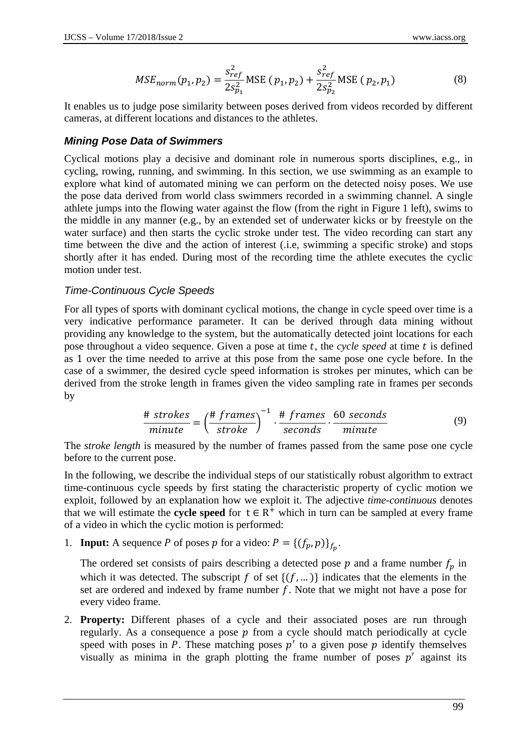$$MSE_{norm}(p_1, p_2) = \frac{s_{ref}^2}{2s_{p_1}^2}\text{MSE}\ (p_1, p_2) + \frac{s_{ref}^2}{2s_{p_2}^2}\text{MSE}\ (p_2, p_1) \tag{8}$$

It enables us to judge pose similarity between poses derived from videos recorded by different cameras, at different locations and distances to the athletes.

### *Mining Pose Data of Swimmers*

Cyclical motions play a decisive and dominant role in numerous sports disciplines, e.g., in cycling, rowing, running, and swimming. In this section, we use swimming as an example to explore what kind of automated mining we can perform on the detected noisy poses. We use the pose data derived from world class swimmers recorded in a swimming channel. A single athlete jumps into the flowing water against the flow (from the right in Figure 1 left), swims to the middle in any manner (e.g., by an extended set of underwater kicks or by freestyle on the water surface) and then starts the cyclic stroke under test. The video recording can start any time between the dive and the action of interest (.i.e, swimming a specific stroke) and stops shortly after it has ended. During most of the recording time the athlete executes the cyclic motion under test.

#### *Time-Continuous Cycle Speeds*

For all types of sports with dominant cyclical motions, the change in cycle speed over time is a very indicative performance parameter. It can be derived through data mining without providing any knowledge to the system, but the automatically detected joint locations for each pose throughout a video sequence. Given a pose at time $t$, the *cycle speed* at time $t$ is defined as 1 over the time needed to arrive at this pose from the same pose one cycle before. In the case of a swimmer, the desired cycle speed information is strokes per minutes, which can be derived from the stroke length in frames given the video sampling rate in frames per seconds by

$$\frac{\#\ strokes}{minute} = \left(\frac{\#\ frames}{stroke}\right)^{-1} \cdot \frac{\#\ frames}{seconds} \cdot \frac{60\ seconds}{minute} \tag{9}$$

The *stroke length* is measured by the number of frames passed from the same pose one cycle before to the current pose.

In the following, we describe the individual steps of our statistically robust algorithm to extract time-continuous cycle speeds by first stating the characteristic property of cyclic motion we exploit, followed by an explanation how we exploit it. The adjective *time-continuous* denotes that we will estimate the **cycle speed** for $t \in \mathrm{R}^+$ which in turn can be sampled at every frame of a video in which the cyclic motion is performed:

1. **Input:** A sequence $P$ of poses $p$ for a video: $P = \{(f_p, p)\}_{f_p}$.

   The ordered set consists of pairs describing a detected pose $p$ and a frame number $f_p$ in which it was detected. The subscript $f$ of set $\{(f, \dots)\}$ indicates that the elements in the set are ordered and indexed by frame number $f$. Note that we might not have a pose for every video frame.

2. **Property:** Different phases of a cycle and their associated poses are run through regularly. As a consequence a pose $p$ from a cycle should match periodically at cycle speed with poses in $P$. These matching poses $p'$ to a given pose $p$ identify themselves visually as minima in the graph plotting the frame number of poses $p'$ against its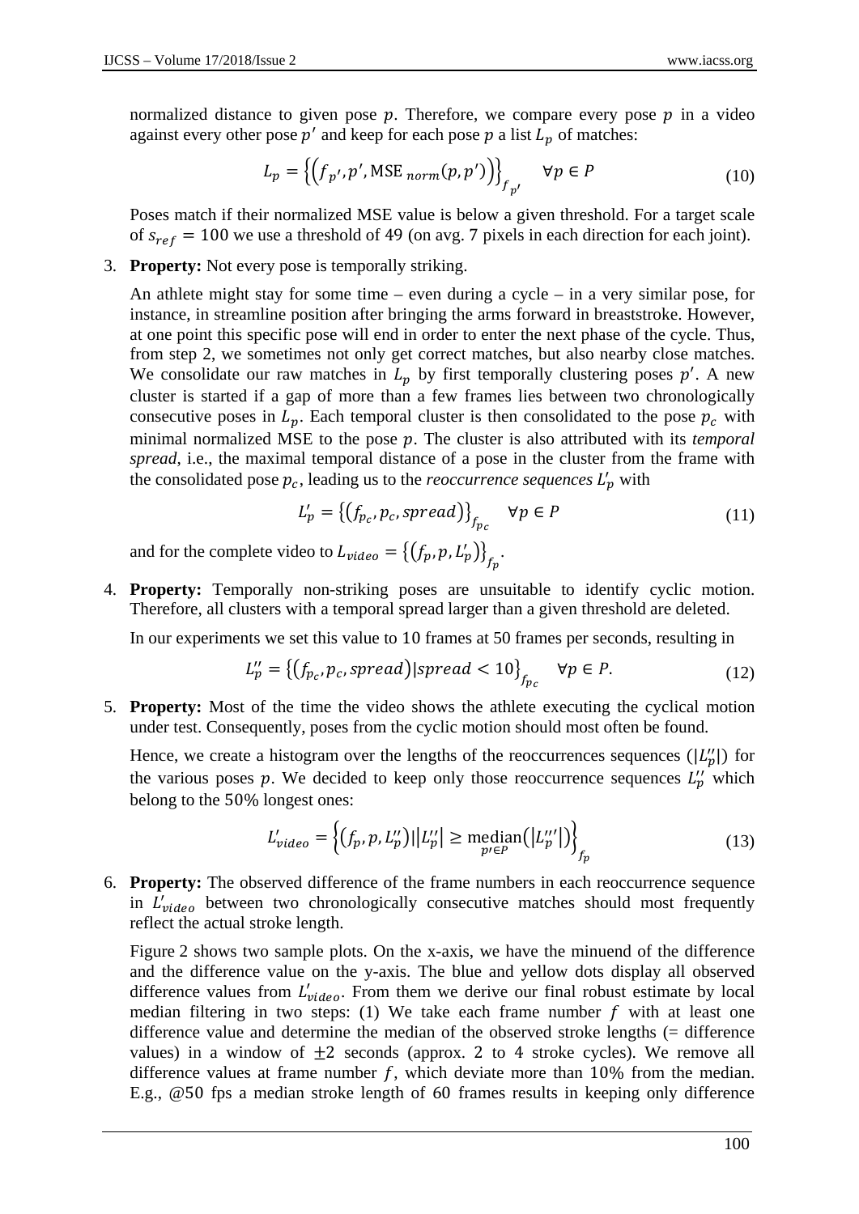normalized distance to given pose $p$. Therefore, we compare every pose $p$ in a video against every other pose $p'$ and keep for each pose $p$ a list $L_p$ of matches:

$$L_p = \left\{ \left( f_{p'}, p', \text{MSE}_{norm}(p, p') \right) \right\}_{f_{p'}} \quad \forall p \in P \tag{10}$$

Poses match if their normalized MSE value is below a given threshold. For a target scale of $s_{ref} = 100$ we use a threshold of 49 (on avg. 7 pixels in each direction for each joint).

3. **Property:** Not every pose is temporally striking.

   An athlete might stay for some time – even during a cycle – in a very similar pose, for instance, in streamline position after bringing the arms forward in breaststroke. However, at one point this specific pose will end in order to enter the next phase of the cycle. Thus, from step 2, we sometimes not only get correct matches, but also nearby close matches. We consolidate our raw matches in $L_p$ by first temporally clustering poses $p'$. A new cluster is started if a gap of more than a few frames lies between two chronologically consecutive poses in $L_p$. Each temporal cluster is then consolidated to the pose $p_c$ with minimal normalized MSE to the pose $p$. The cluster is also attributed with its *temporal spread*, i.e., the maximal temporal distance of a pose in the cluster from the frame with the consolidated pose $p_c$, leading us to the *reoccurrence sequences* $L'_p$ with

$$L'_p = \left\{ \left( f_{p_c}, p_c, spread \right) \right\}_{f_{p_c}} \quad \forall p \in P \tag{11}$$

   and for the complete video to $L_{video} = \left\{ \left( f_p, p, L'_p \right) \right\}_{f_p}$.

4. **Property:** Temporally non-striking poses are unsuitable to identify cyclic motion. Therefore, all clusters with a temporal spread larger than a given threshold are deleted.

   In our experiments we set this value to 10 frames at 50 frames per seconds, resulting in

$$L''_p = \left\{ \left( f_{p_c}, p_c, spread \right) | spread < 10 \right\}_{f_{p_c}} \quad \forall p \in P. \tag{12}$$

5. **Property:** Most of the time the video shows the athlete executing the cyclical motion under test. Consequently, poses from the cyclic motion should most often be found.

   Hence, we create a histogram over the lengths of the reoccurrences sequences ($|L''_p|$) for the various poses $p$. We decided to keep only those reoccurrence sequences $L''_p$ which belong to the 50% longest ones:

$$L'_{video} = \left\{ \left( f_p, p, L''_p \right) | \left| L''_p \right| \geq \underset{p' \in P}{\text{median}} \left( \left| L''_{p'} \right| \right) \right\}_{f_p} \tag{13}$$

6. **Property:** The observed difference of the frame numbers in each reoccurrence sequence in $L'_{video}$ between two chronologically consecutive matches should most frequently reflect the actual stroke length.

   Figure 2 shows two sample plots. On the x-axis, we have the minuend of the difference and the difference value on the y-axis. The blue and yellow dots display all observed difference values from $L'_{video}$. From them we derive our final robust estimate by local median filtering in two steps: (1) We take each frame number $f$ with at least one difference value and determine the median of the observed stroke lengths (= difference values) in a window of $\pm 2$ seconds (approx. 2 to 4 stroke cycles). We remove all difference values at frame number $f$, which deviate more than 10% from the median. E.g., @50 fps a median stroke length of 60 frames results in keeping only difference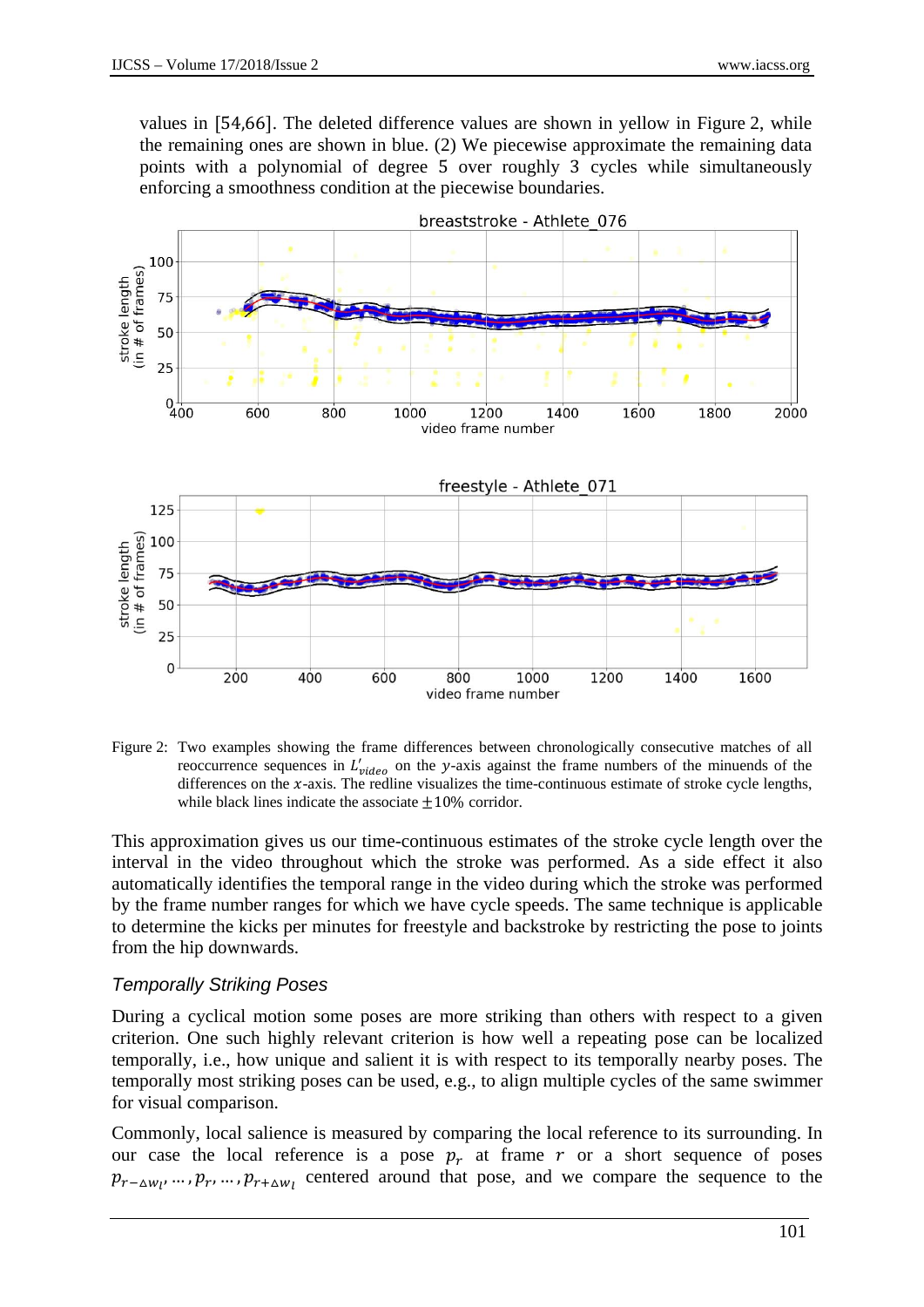values in [54,66]. The deleted difference values are shown in yellow in Figure 2, while the remaining ones are shown in blue. (2) We piecewise approximate the remaining data points with a polynomial of degree 5 over roughly 3 cycles while simultaneously enforcing a smoothness condition at the piecewise boundaries.

Figure 2: Two examples showing the frame differences between chronologically consecutive matches of all reoccurrence sequences in $L'_{video}$ on the $y$-axis against the frame numbers of the minuends of the differences on the $x$-axis. The redline visualizes the time-continuous estimate of stroke cycle lengths, while black lines indicate the associate $\pm 10\%$ corridor.

This approximation gives us our time-continuous estimates of the stroke cycle length over the interval in the video throughout which the stroke was performed. As a side effect it also automatically identifies the temporal range in the video during which the stroke was performed by the frame number ranges for which we have cycle speeds. The same technique is applicable to determine the kicks per minutes for freestyle and backstroke by restricting the pose to joints from the hip downwards.

### *Temporally Striking Poses*

During a cyclical motion some poses are more striking than others with respect to a given criterion. One such highly relevant criterion is how well a repeating pose can be localized temporally, i.e., how unique and salient it is with respect to its temporally nearby poses. The temporally most striking poses can be used, e.g., to align multiple cycles of the same swimmer for visual comparison.

Commonly, local salience is measured by comparing the local reference to its surrounding. In our case the local reference is a pose $p_r$ at frame $r$ or a short sequence of poses $p_{r-\Delta w_l}, \ldots, p_r, \ldots, p_{r+\Delta w_l}$ centered around that pose, and we compare the sequence to the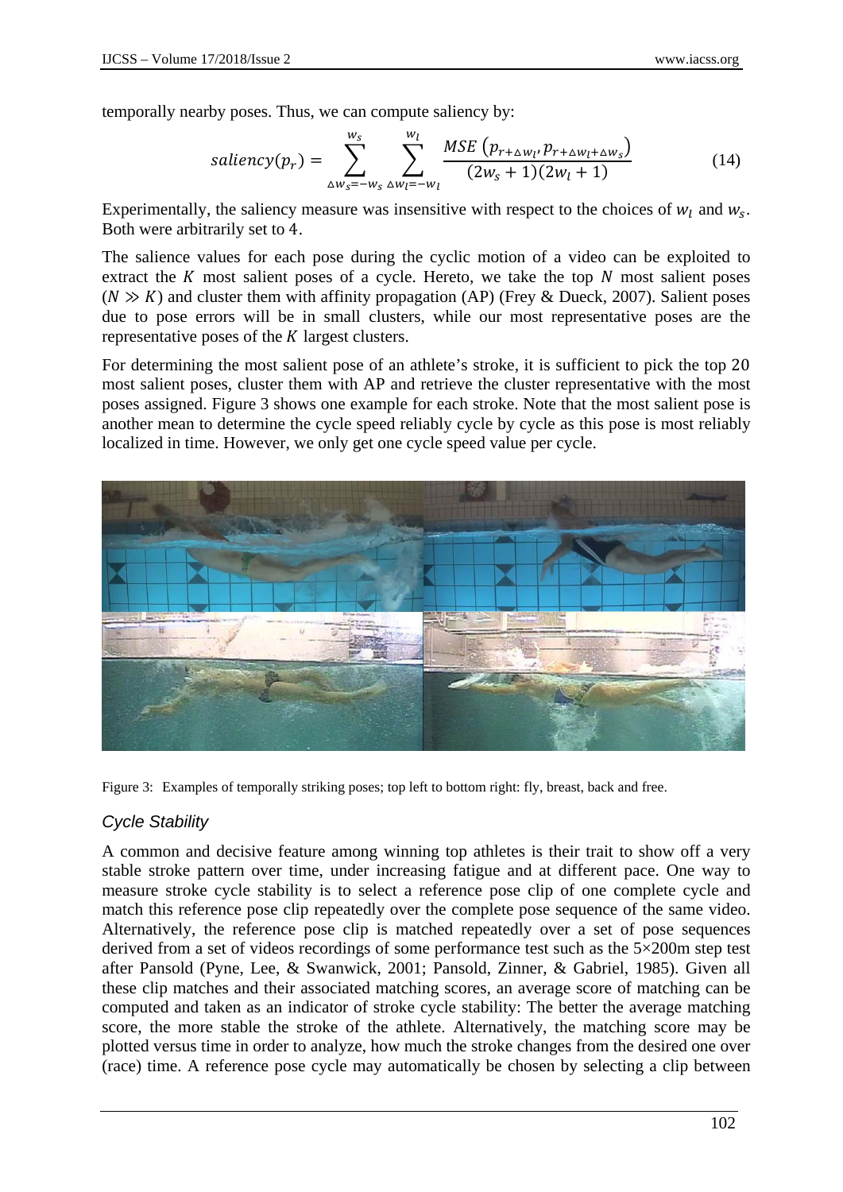temporally nearby poses. Thus, we can compute saliency by:

$$saliency(p_r) = \sum_{\Delta w_s=-w_s}^{w_s} \sum_{\Delta w_l=-w_l}^{w_l} \frac{MSE\left(p_{r+\Delta w_l}, p_{r+\Delta w_l+\Delta w_s}\right)}{(2w_s+1)(2w_l+1)} \tag{14}$$

Experimentally, the saliency measure was insensitive with respect to the choices of $w_l$ and $w_s$. Both were arbitrarily set to 4.

The salience values for each pose during the cyclic motion of a video can be exploited to extract the $K$ most salient poses of a cycle. Hereto, we take the top $N$ most salient poses ($N \gg K$) and cluster them with affinity propagation (AP) (Frey & Dueck, 2007). Salient poses due to pose errors will be in small clusters, while our most representative poses are the representative poses of the $K$ largest clusters.

For determining the most salient pose of an athlete's stroke, it is sufficient to pick the top 20 most salient poses, cluster them with AP and retrieve the cluster representative with the most poses assigned. Figure 3 shows one example for each stroke. Note that the most salient pose is another mean to determine the cycle speed reliably cycle by cycle as this pose is most reliably localized in time. However, we only get one cycle speed value per cycle.

Figure 3: Examples of temporally striking poses; top left to bottom right: fly, breast, back and free.

### Cycle Stability

A common and decisive feature among winning top athletes is their trait to show off a very stable stroke pattern over time, under increasing fatigue and at different pace. One way to measure stroke cycle stability is to select a reference pose clip of one complete cycle and match this reference pose clip repeatedly over the complete pose sequence of the same video. Alternatively, the reference pose clip is matched repeatedly over a set of pose sequences derived from a set of videos recordings of some performance test such as the 5×200m step test after Pansold (Pyne, Lee, & Swanwick, 2001; Pansold, Zinner, & Gabriel, 1985). Given all these clip matches and their associated matching scores, an average score of matching can be computed and taken as an indicator of stroke cycle stability: The better the average matching score, the more stable the stroke of the athlete. Alternatively, the matching score may be plotted versus time in order to analyze, how much the stroke changes from the desired one over (race) time. A reference pose cycle may automatically be chosen by selecting a clip between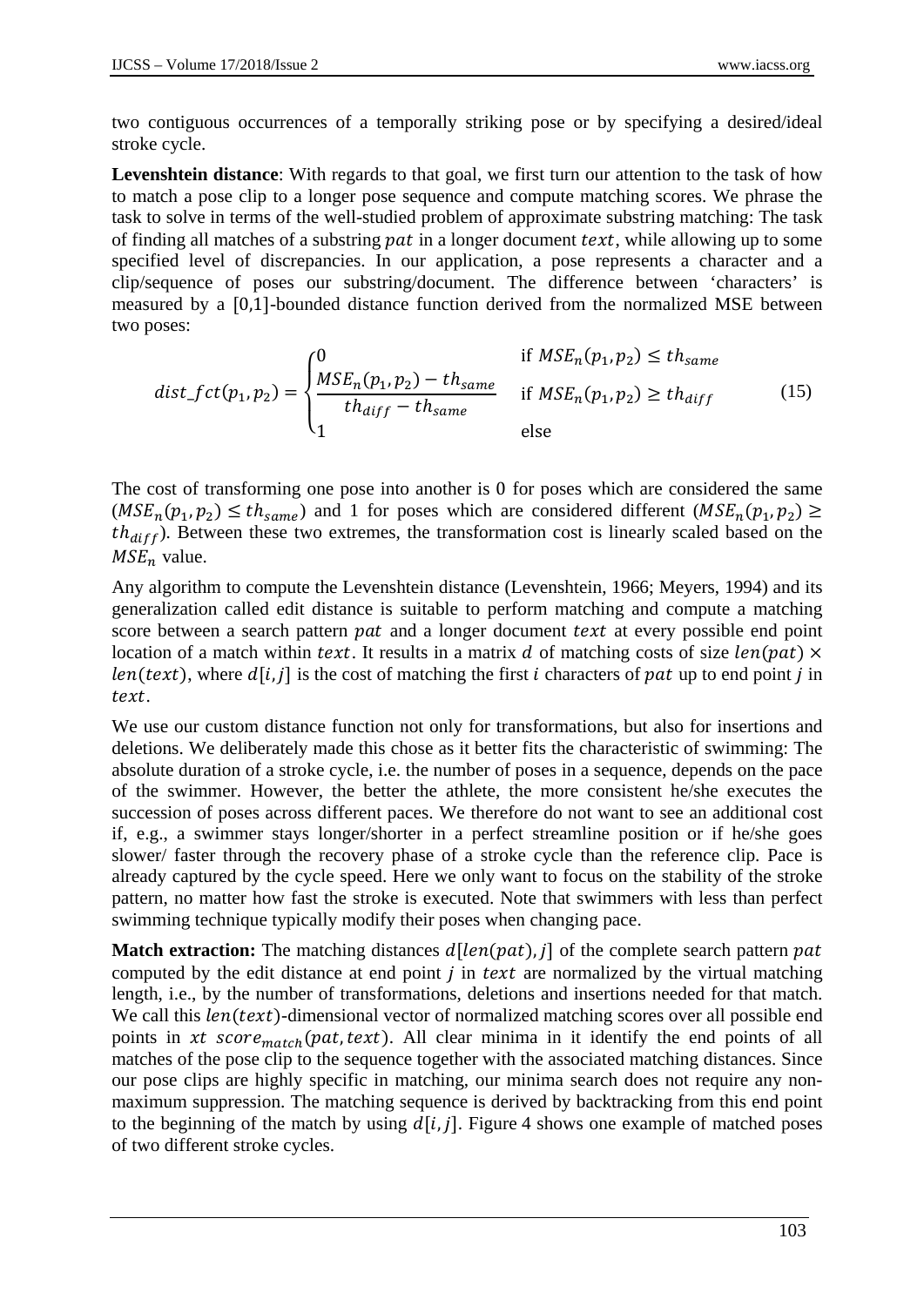two contiguous occurrences of a temporally striking pose or by specifying a desired/ideal stroke cycle.

**Levenshtein distance**: With regards to that goal, we first turn our attention to the task of how to match a pose clip to a longer pose sequence and compute matching scores. We phrase the task to solve in terms of the well-studied problem of approximate substring matching: The task of finding all matches of a substring $pat$ in a longer document $text$, while allowing up to some specified level of discrepancies. In our application, a pose represents a character and a clip/sequence of poses our substring/document. The difference between 'characters' is measured by a [0,1]-bounded distance function derived from the normalized MSE between two poses:

$$dist\_fct(p_1, p_2) = \begin{cases} 0 & \text{if } MSE_n(p_1, p_2) \leq th_{same} \\ \dfrac{MSE_n(p_1, p_2) - th_{same}}{th_{diff} - th_{same}} & \text{if } MSE_n(p_1, p_2) \geq th_{diff} \\ 1 & \text{else} \end{cases} \tag{15}$$

The cost of transforming one pose into another is 0 for poses which are considered the same ($MSE_n(p_1, p_2) \leq th_{same}$) and 1 for poses which are considered different ($MSE_n(p_1, p_2) \geq th_{diff}$). Between these two extremes, the transformation cost is linearly scaled based on the $MSE_n$ value.

Any algorithm to compute the Levenshtein distance (Levenshtein, 1966; Meyers, 1994) and its generalization called edit distance is suitable to perform matching and compute a matching score between a search pattern $pat$ and a longer document $text$ at every possible end point location of a match within $text$. It results in a matrix $d$ of matching costs of size $len(pat) \times len(text)$, where $d[i,j]$ is the cost of matching the first $i$ characters of $pat$ up to end point $j$ in $text$.

We use our custom distance function not only for transformations, but also for insertions and deletions. We deliberately made this chose as it better fits the characteristic of swimming: The absolute duration of a stroke cycle, i.e. the number of poses in a sequence, depends on the pace of the swimmer. However, the better the athlete, the more consistent he/she executes the succession of poses across different paces. We therefore do not want to see an additional cost if, e.g., a swimmer stays longer/shorter in a perfect streamline position or if he/she goes slower/ faster through the recovery phase of a stroke cycle than the reference clip. Pace is already captured by the cycle speed. Here we only want to focus on the stability of the stroke pattern, no matter how fast the stroke is executed. Note that swimmers with less than perfect swimming technique typically modify their poses when changing pace.

**Match extraction:** The matching distances $d[len(pat), j]$ of the complete search pattern $pat$ computed by the edit distance at end point $j$ in $text$ are normalized by the virtual matching length, i.e., by the number of transformations, deletions and insertions needed for that match. We call this $len(text)$-dimensional vector of normalized matching scores over all possible end points in $xt\ score_{match}(pat, text)$. All clear minima in it identify the end points of all matches of the pose clip to the sequence together with the associated matching distances. Since our pose clips are highly specific in matching, our minima search does not require any non-maximum suppression. The matching sequence is derived by backtracking from this end point to the beginning of the match by using $d[i,j]$. Figure 4 shows one example of matched poses of two different stroke cycles.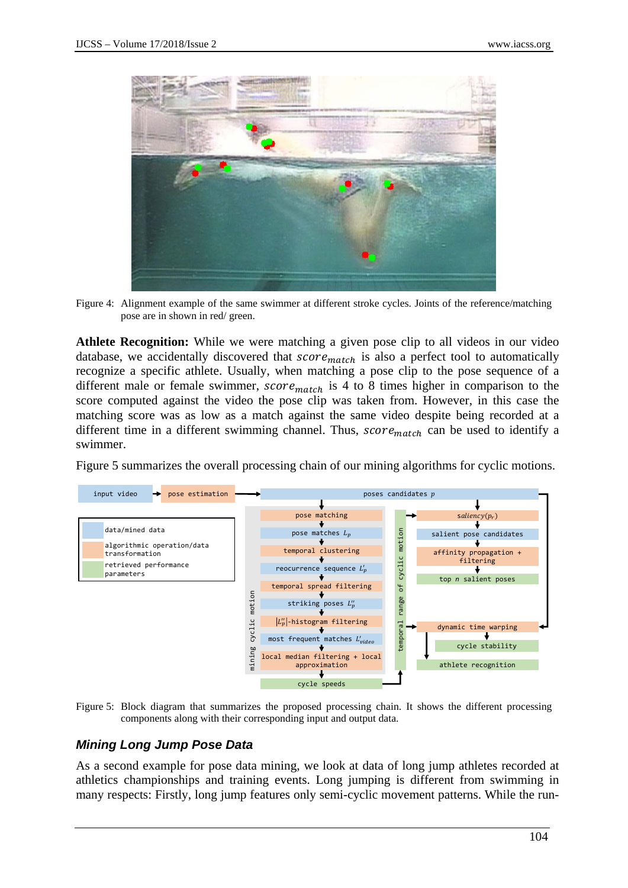Figure 4: Alignment example of the same swimmer at different stroke cycles. Joints of the reference/matching pose are in shown in red/ green.

**Athlete Recognition:** While we were matching a given pose clip to all videos in our video database, we accidentally discovered that $score_{match}$ is also a perfect tool to automatically recognize a specific athlete. Usually, when matching a pose clip to the pose sequence of a different male or female swimmer, $score_{match}$ is 4 to 8 times higher in comparison to the score computed against the video the pose clip was taken from. However, in this case the matching score was as low as a match against the same video despite being recorded at a different time in a different swimming channel. Thus, $score_{match}$ can be used to identify a swimmer.

Figure 5 summarizes the overall processing chain of our mining algorithms for cyclic motions.

Figure 5: Block diagram that summarizes the proposed processing chain. It shows the different processing components along with their corresponding input and output data.

### *Mining Long Jump Pose Data*

As a second example for pose data mining, we look at data of long jump athletes recorded at athletics championships and training events. Long jumping is different from swimming in many respects: Firstly, long jump features only semi-cyclic movement patterns. While the run-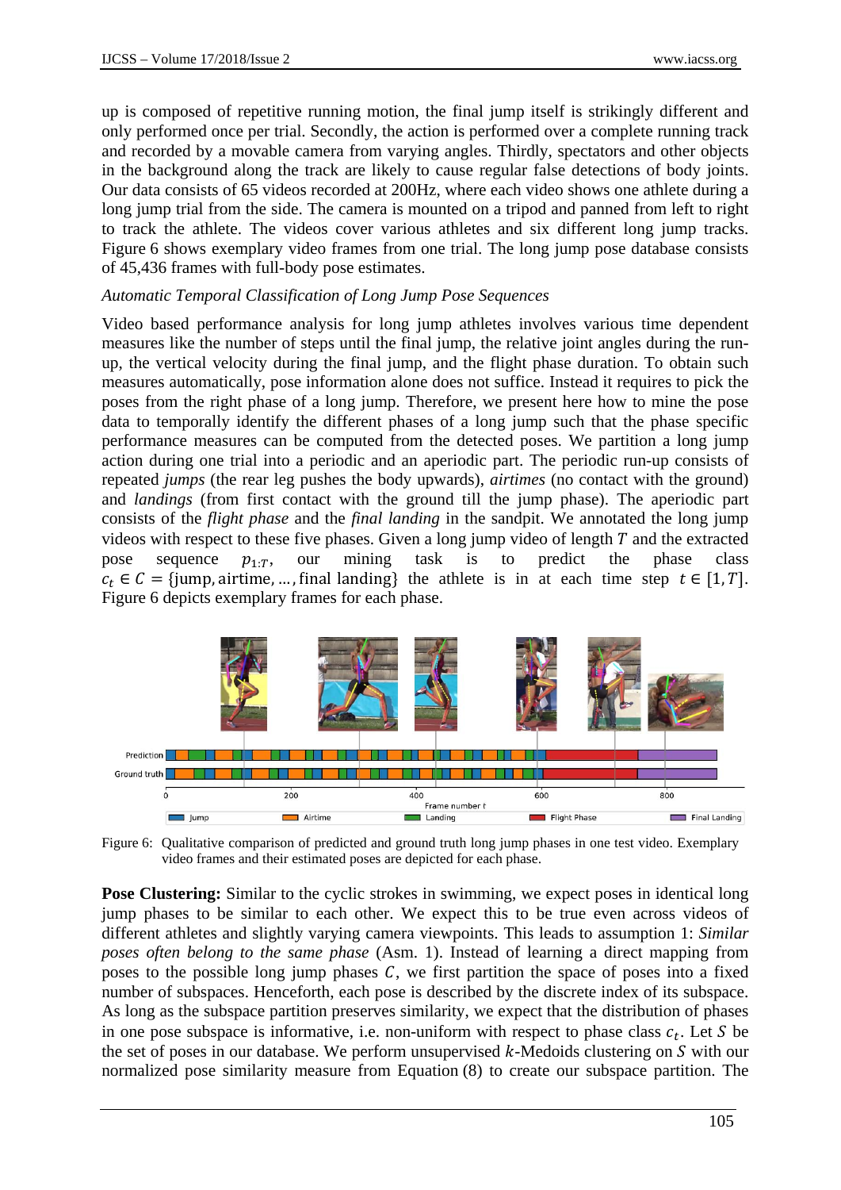up is composed of repetitive running motion, the final jump itself is strikingly different and only performed once per trial. Secondly, the action is performed over a complete running track and recorded by a movable camera from varying angles. Thirdly, spectators and other objects in the background along the track are likely to cause regular false detections of body joints. Our data consists of 65 videos recorded at 200Hz, where each video shows one athlete during a long jump trial from the side. The camera is mounted on a tripod and panned from left to right to track the athlete. The videos cover various athletes and six different long jump tracks. Figure 6 shows exemplary video frames from one trial. The long jump pose database consists of 45,436 frames with full-body pose estimates.

*Automatic Temporal Classification of Long Jump Pose Sequences*

Video based performance analysis for long jump athletes involves various time dependent measures like the number of steps until the final jump, the relative joint angles during the run-up, the vertical velocity during the final jump, and the flight phase duration. To obtain such measures automatically, pose information alone does not suffice. Instead it requires to pick the poses from the right phase of a long jump. Therefore, we present here how to mine the pose data to temporally identify the different phases of a long jump such that the phase specific performance measures can be computed from the detected poses. We partition a long jump action during one trial into a periodic and an aperiodic part. The periodic run-up consists of repeated *jumps* (the rear leg pushes the body upwards), *airtimes* (no contact with the ground) and *landings* (from first contact with the ground till the jump phase). The aperiodic part consists of the *flight phase* and the *final landing* in the sandpit. We annotated the long jump videos with respect to these five phases. Given a long jump video of length $T$ and the extracted pose sequence $p_{1:T}$, our mining task is to predict the phase class $c_t \in C = \{\text{jump}, \text{airtime}, \dots, \text{final landing}\}$ the athlete is in at each time step $t \in [1, T]$. Figure 6 depicts exemplary frames for each phase.

Figure 6: Qualitative comparison of predicted and ground truth long jump phases in one test video. Exemplary video frames and their estimated poses are depicted for each phase.

**Pose Clustering:** Similar to the cyclic strokes in swimming, we expect poses in identical long jump phases to be similar to each other. We expect this to be true even across videos of different athletes and slightly varying camera viewpoints. This leads to assumption 1: *Similar poses often belong to the same phase* (Asm. 1). Instead of learning a direct mapping from poses to the possible long jump phases $C$, we first partition the space of poses into a fixed number of subspaces. Henceforth, each pose is described by the discrete index of its subspace. As long as the subspace partition preserves similarity, we expect that the distribution of phases in one pose subspace is informative, i.e. non-uniform with respect to phase class $c_t$. Let $S$ be the set of poses in our database. We perform unsupervised $k$-Medoids clustering on $S$ with our normalized pose similarity measure from Equation (8) to create our subspace partition. The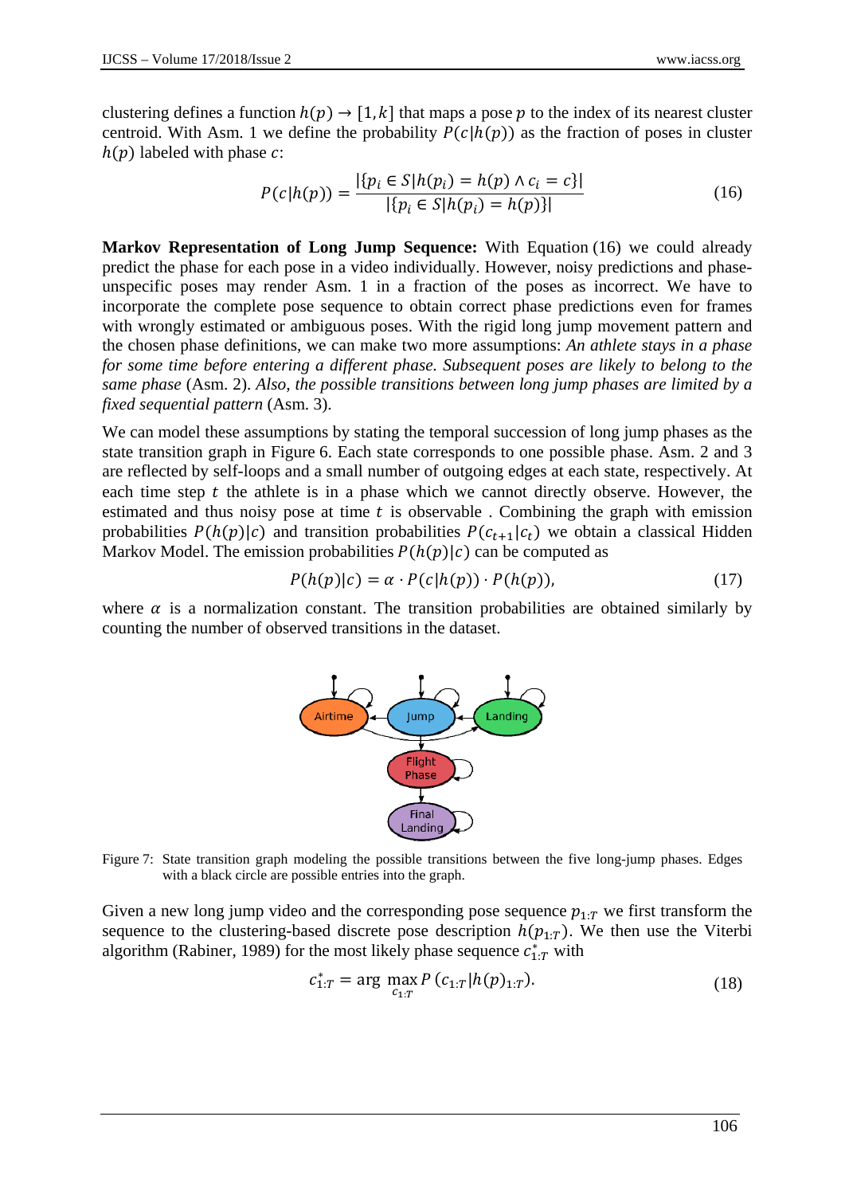clustering defines a function $h(p) \rightarrow [1, k]$ that maps a pose $p$ to the index of its nearest cluster centroid. With Asm. 1 we define the probability $P(c|h(p))$ as the fraction of poses in cluster $h(p)$ labeled with phase $c$:

$$P(c|h(p)) = \frac{|\{p_i \in S | h(p_i) = h(p) \wedge c_i = c\}|}{|\{p_i \in S | h(p_i) = h(p)\}|} \tag{16}$$

**Markov Representation of Long Jump Sequence:** With Equation (16) we could already predict the phase for each pose in a video individually. However, noisy predictions and phase-unspecific poses may render Asm. 1 in a fraction of the poses as incorrect. We have to incorporate the complete pose sequence to obtain correct phase predictions even for frames with wrongly estimated or ambiguous poses. With the rigid long jump movement pattern and the chosen phase definitions, we can make two more assumptions: *An athlete stays in a phase for some time before entering a different phase. Subsequent poses are likely to belong to the same phase* (Asm. 2). *Also, the possible transitions between long jump phases are limited by a fixed sequential pattern* (Asm. 3).

We can model these assumptions by stating the temporal succession of long jump phases as the state transition graph in Figure 6. Each state corresponds to one possible phase. Asm. 2 and 3 are reflected by self-loops and a small number of outgoing edges at each state, respectively. At each time step $t$ the athlete is in a phase which we cannot directly observe. However, the estimated and thus noisy pose at time $t$ is observable . Combining the graph with emission probabilities $P(h(p)|c)$ and transition probabilities $P(c_{t+1}|c_t)$ we obtain a classical Hidden Markov Model. The emission probabilities $P(h(p)|c)$ can be computed as

$$P(h(p)|c) = \alpha \cdot P(c|h(p)) \cdot P(h(p)), \tag{17}$$

where $\alpha$ is a normalization constant. The transition probabilities are obtained similarly by counting the number of observed transitions in the dataset.

Figure 7: State transition graph modeling the possible transitions between the five long-jump phases. Edges with a black circle are possible entries into the graph.

Given a new long jump video and the corresponding pose sequence $p_{1:T}$ we first transform the sequence to the clustering-based discrete pose description $h(p_{1:T})$. We then use the Viterbi algorithm (Rabiner, 1989) for the most likely phase sequence $c^*_{1:T}$ with

$$c^*_{1:T} = \arg\max_{c_{1:T}} P\left(c_{1:T} | h(p)_{1:T}\right). \tag{18}$$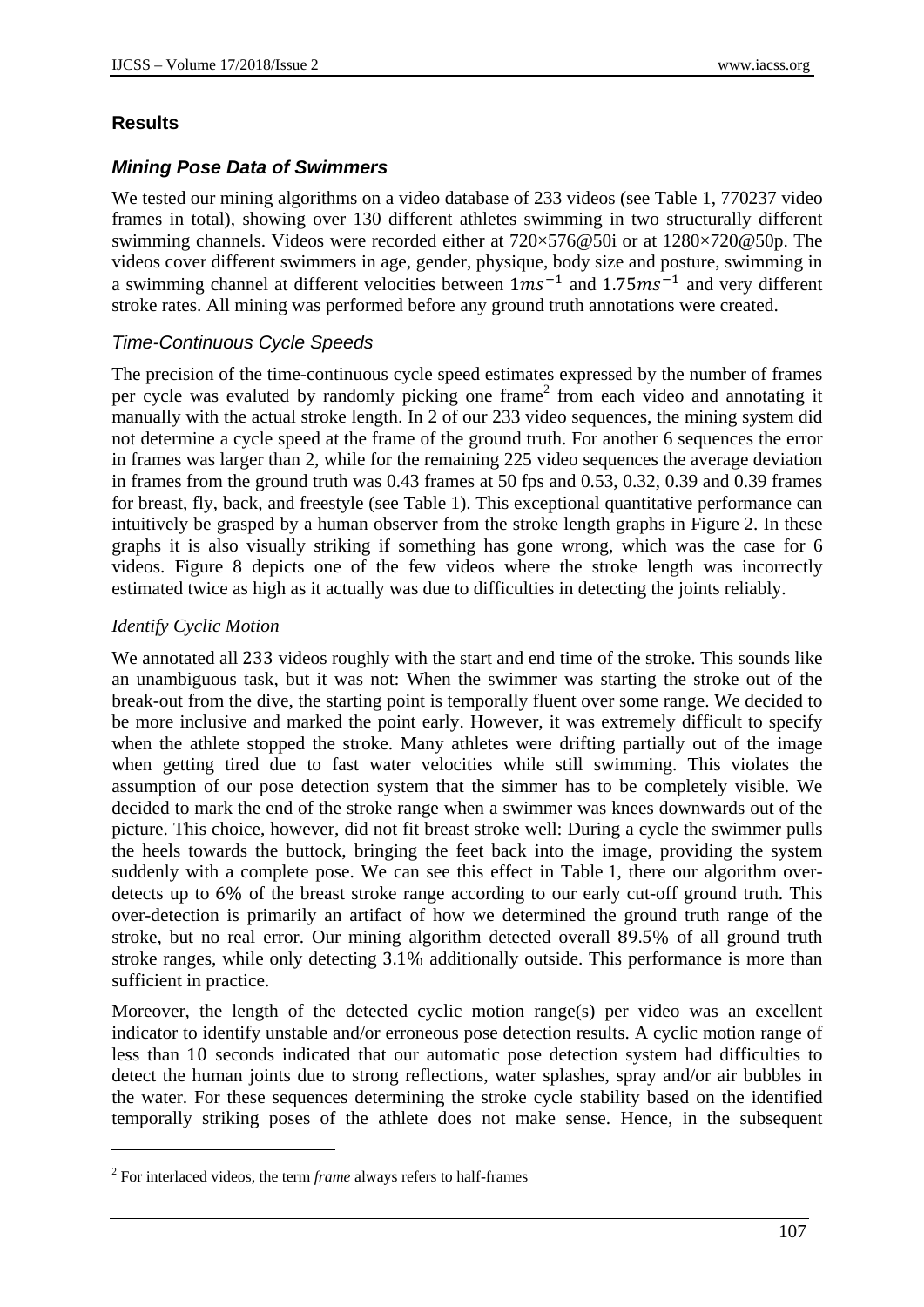## Results

### *Mining Pose Data of Swimmers*

We tested our mining algorithms on a video database of 233 videos (see Table 1, 770237 video frames in total), showing over 130 different athletes swimming in two structurally different swimming channels. Videos were recorded either at 720×576@50i or at 1280×720@50p. The videos cover different swimmers in age, gender, physique, body size and posture, swimming in a swimming channel at different velocities between $1ms^{-1}$ and $1.75ms^{-1}$ and very different stroke rates. All mining was performed before any ground truth annotations were created.

#### *Time-Continuous Cycle Speeds*

The precision of the time-continuous cycle speed estimates expressed by the number of frames per cycle was evaluted by randomly picking one frame[2] from each video and annotating it manually with the actual stroke length. In 2 of our 233 video sequences, the mining system did not determine a cycle speed at the frame of the ground truth. For another 6 sequences the error in frames was larger than 2, while for the remaining 225 video sequences the average deviation in frames from the ground truth was 0.43 frames at 50 fps and 0.53, 0.32, 0.39 and 0.39 frames for breast, fly, back, and freestyle (see Table 1). This exceptional quantitative performance can intuitively be grasped by a human observer from the stroke length graphs in Figure 2. In these graphs it is also visually striking if something has gone wrong, which was the case for 6 videos. Figure 8 depicts one of the few videos where the stroke length was incorrectly estimated twice as high as it actually was due to difficulties in detecting the joints reliably.

#### *Identify Cyclic Motion*

We annotated all 233 videos roughly with the start and end time of the stroke. This sounds like an unambiguous task, but it was not: When the swimmer was starting the stroke out of the break-out from the dive, the starting point is temporally fluent over some range. We decided to be more inclusive and marked the point early. However, it was extremely difficult to specify when the athlete stopped the stroke. Many athletes were drifting partially out of the image when getting tired due to fast water velocities while still swimming. This violates the assumption of our pose detection system that the simmer has to be completely visible. We decided to mark the end of the stroke range when a swimmer was knees downwards out of the picture. This choice, however, did not fit breast stroke well: During a cycle the swimmer pulls the heels towards the buttock, bringing the feet back into the image, providing the system suddenly with a complete pose. We can see this effect in Table 1, there our algorithm over-detects up to 6% of the breast stroke range according to our early cut-off ground truth. This over-detection is primarily an artifact of how we determined the ground truth range of the stroke, but no real error. Our mining algorithm detected overall 89.5% of all ground truth stroke ranges, while only detecting 3.1% additionally outside. This performance is more than sufficient in practice.

Moreover, the length of the detected cyclic motion range(s) per video was an excellent indicator to identify unstable and/or erroneous pose detection results. A cyclic motion range of less than 10 seconds indicated that our automatic pose detection system had difficulties to detect the human joints due to strong reflections, water splashes, spray and/or air bubbles in the water. For these sequences determining the stroke cycle stability based on the identified temporally striking poses of the athlete does not make sense. Hence, in the subsequent

[2] For interlaced videos, the term *frame* always refers to half-frames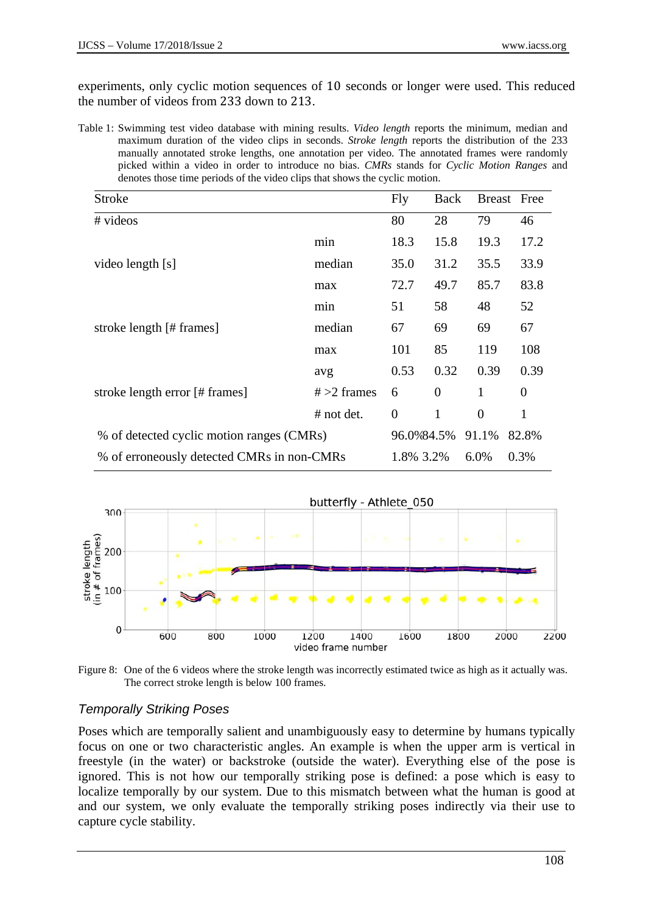experiments, only cyclic motion sequences of 10 seconds or longer were used. This reduced the number of videos from 233 down to 213.

Table 1: Swimming test video database with mining results. *Video length* reports the minimum, median and maximum duration of the video clips in seconds. *Stroke length* reports the distribution of the 233 manually annotated stroke lengths, one annotation per video. The annotated frames were randomly picked within a video in order to introduce no bias. *CMRs* stands for *Cyclic Motion Ranges* and denotes those time periods of the video clips that shows the cyclic motion.

| Stroke | | Fly | Back | Breast | Free |
|---|---|---|---|---|---|
| # videos | | 80 | 28 | 79 | 46 |
| | min | 18.3 | 15.8 | 19.3 | 17.2 |
| video length [s] | median | 35.0 | 31.2 | 35.5 | 33.9 |
| | max | 72.7 | 49.7 | 85.7 | 83.8 |
| | min | 51 | 58 | 48 | 52 |
| stroke length [# frames] | median | 67 | 69 | 69 | 67 |
| | max | 101 | 85 | 119 | 108 |
| | avg | 0.53 | 0.32 | 0.39 | 0.39 |
| stroke length error [# frames] | # >2 frames | 6 | 0 | 1 | 0 |
| | # not det. | 0 | 1 | 0 | 1 |
| % of detected cyclic motion ranges (CMRs) | | 96.0% | 84.5% | 91.1% | 82.8% |
| % of erroneously detected CMRs in non-CMRs | | 1.8% | 3.2% | 6.0% | 0.3% |

Figure 8: One of the 6 videos where the stroke length was incorrectly estimated twice as high as it actually was. The correct stroke length is below 100 frames.

### *Temporally Striking Poses*

Poses which are temporally salient and unambiguously easy to determine by humans typically focus on one or two characteristic angles. An example is when the upper arm is vertical in freestyle (in the water) or backstroke (outside the water). Everything else of the pose is ignored. This is not how our temporally striking pose is defined: a pose which is easy to localize temporally by our system. Due to this mismatch between what the human is good at and our system, we only evaluate the temporally striking poses indirectly via their use to capture cycle stability.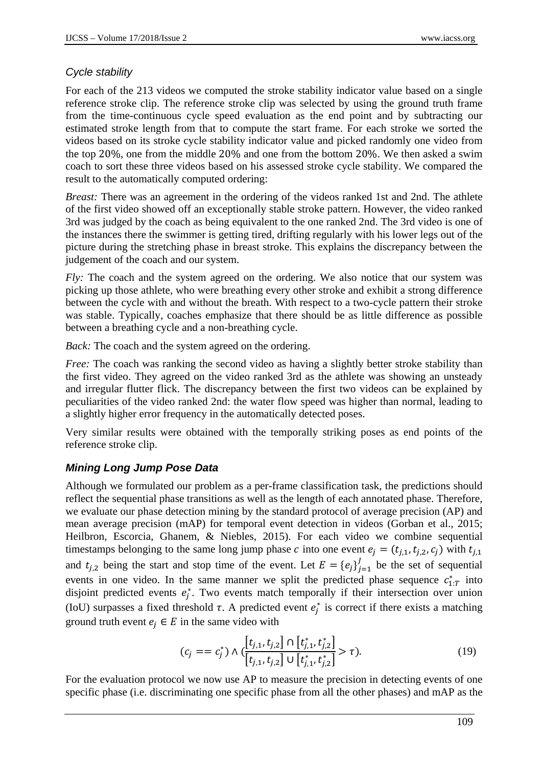### *Cycle stability*

For each of the 213 videos we computed the stroke stability indicator value based on a single reference stroke clip. The reference stroke clip was selected by using the ground truth frame from the time-continuous cycle speed evaluation as the end point and by subtracting our estimated stroke length from that to compute the start frame. For each stroke we sorted the videos based on its stroke cycle stability indicator value and picked randomly one video from the top 20%, one from the middle 20% and one from the bottom 20%. We then asked a swim coach to sort these three videos based on his assessed stroke cycle stability. We compared the result to the automatically computed ordering:

*Breast:* There was an agreement in the ordering of the videos ranked 1st and 2nd. The athlete of the first video showed off an exceptionally stable stroke pattern. However, the video ranked 3rd was judged by the coach as being equivalent to the one ranked 2nd. The 3rd video is one of the instances there the swimmer is getting tired, drifting regularly with his lower legs out of the picture during the stretching phase in breast stroke. This explains the discrepancy between the judgement of the coach and our system.

*Fly:* The coach and the system agreed on the ordering. We also notice that our system was picking up those athlete, who were breathing every other stroke and exhibit a strong difference between the cycle with and without the breath. With respect to a two-cycle pattern their stroke was stable. Typically, coaches emphasize that there should be as little difference as possible between a breathing cycle and a non-breathing cycle.

*Back:* The coach and the system agreed on the ordering.

*Free:* The coach was ranking the second video as having a slightly better stroke stability than the first video. They agreed on the video ranked 3rd as the athlete was showing an unsteady and irregular flutter flick. The discrepancy between the first two videos can be explained by peculiarities of the video ranked 2nd: the water flow speed was higher than normal, leading to a slightly higher error frequency in the automatically detected poses.

Very similar results were obtained with the temporally striking poses as end points of the reference stroke clip.

### ***Mining Long Jump Pose Data***

Although we formulated our problem as a per-frame classification task, the predictions should reflect the sequential phase transitions as well as the length of each annotated phase. Therefore, we evaluate our phase detection mining by the standard protocol of average precision (AP) and mean average precision (mAP) for temporal event detection in videos (Gorban et al., 2015; Heilbron, Escorcia, Ghanem, & Niebles, 2015). For each video we combine sequential timestamps belonging to the same long jump phase $c$ into one event $e_j = (t_{j,1}, t_{j,2}, c_j)$ with $t_{j,1}$ and $t_{j,2}$ being the start and stop time of the event. Let $E = \{e_j\}_{j=1}^{J}$ be the set of sequential events in one video. In the same manner we split the predicted phase sequence $c_{1:T}^*$ into disjoint predicted events $e_j^*$. Two events match temporally if their intersection over union (IoU) surpasses a fixed threshold $\tau$. A predicted event $e_j^*$ is correct if there exists a matching ground truth event $e_j \in E$ in the same video with

$$(c_j == c_j^*) \wedge \left(\frac{[t_{j,1}, t_{j,2}] \cap [t_{j,1}^*, t_{j,2}^*]}{[t_{j,1}, t_{j,2}] \cup [t_{j,1}^*, t_{j,2}^*]} > \tau\right). \tag{19}$$

For the evaluation protocol we now use AP to measure the precision in detecting events of one specific phase (i.e. discriminating one specific phase from all the other phases) and mAP as the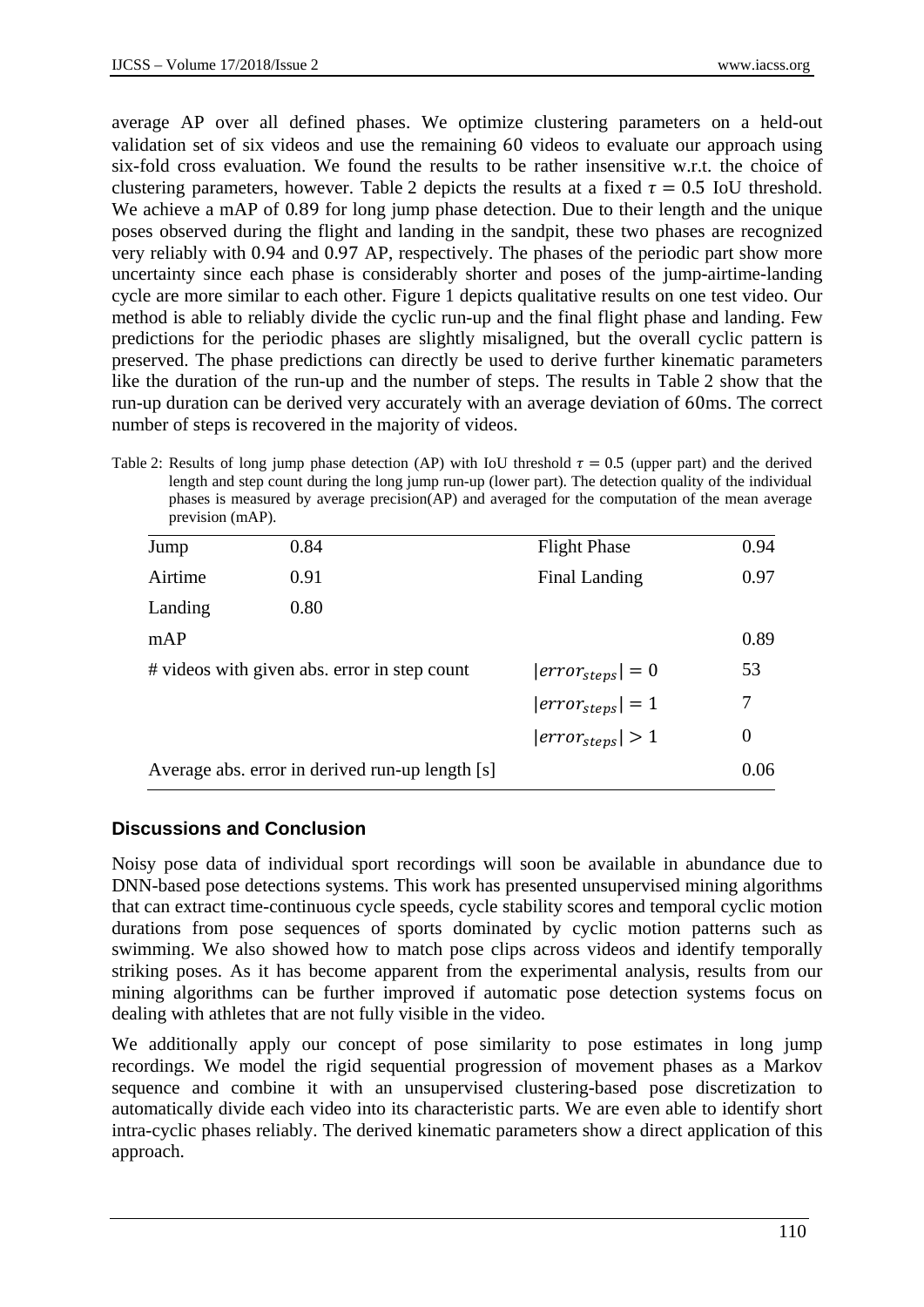average AP over all defined phases. We optimize clustering parameters on a held-out validation set of six videos and use the remaining 60 videos to evaluate our approach using six-fold cross evaluation. We found the results to be rather insensitive w.r.t. the choice of clustering parameters, however. Table 2 depicts the results at a fixed $\tau = 0.5$ IoU threshold. We achieve a mAP of 0.89 for long jump phase detection. Due to their length and the unique poses observed during the flight and landing in the sandpit, these two phases are recognized very reliably with 0.94 and 0.97 AP, respectively. The phases of the periodic part show more uncertainty since each phase is considerably shorter and poses of the jump-airtime-landing cycle are more similar to each other. Figure 1 depicts qualitative results on one test video. Our method is able to reliably divide the cyclic run-up and the final flight phase and landing. Few predictions for the periodic phases are slightly misaligned, but the overall cyclic pattern is preserved. The phase predictions can directly be used to derive further kinematic parameters like the duration of the run-up and the number of steps. The results in Table 2 show that the run-up duration can be derived very accurately with an average deviation of 60ms. The correct number of steps is recovered in the majority of videos.

Table 2: Results of long jump phase detection (AP) with IoU threshold $\tau = 0.5$ (upper part) and the derived length and step count during the long jump run-up (lower part). The detection quality of the individual phases is measured by average precision(AP) and averaged for the computation of the mean average prevision (mAP).

| | | | |
|---|---|---|---|
| Jump | 0.84 | Flight Phase | 0.94 |
| Airtime | 0.91 | Final Landing | 0.97 |
| Landing | 0.80 | | |
| mAP | | | 0.89 |
| # videos with given abs. error in step count | | $\|error_{steps}\| = 0$ | 53 |
| | | $\|error_{steps}\| = 1$ | 7 |
| | | $\|error_{steps}\| > 1$ | 0 |
| Average abs. error in derived run-up length [s] | | | 0.06 |

## Discussions and Conclusion

Noisy pose data of individual sport recordings will soon be available in abundance due to DNN-based pose detections systems. This work has presented unsupervised mining algorithms that can extract time-continuous cycle speeds, cycle stability scores and temporal cyclic motion durations from pose sequences of sports dominated by cyclic motion patterns such as swimming. We also showed how to match pose clips across videos and identify temporally striking poses. As it has become apparent from the experimental analysis, results from our mining algorithms can be further improved if automatic pose detection systems focus on dealing with athletes that are not fully visible in the video.

We additionally apply our concept of pose similarity to pose estimates in long jump recordings. We model the rigid sequential progression of movement phases as a Markov sequence and combine it with an unsupervised clustering-based pose discretization to automatically divide each video into its characteristic parts. We are even able to identify short intra-cyclic phases reliably. The derived kinematic parameters show a direct application of this approach.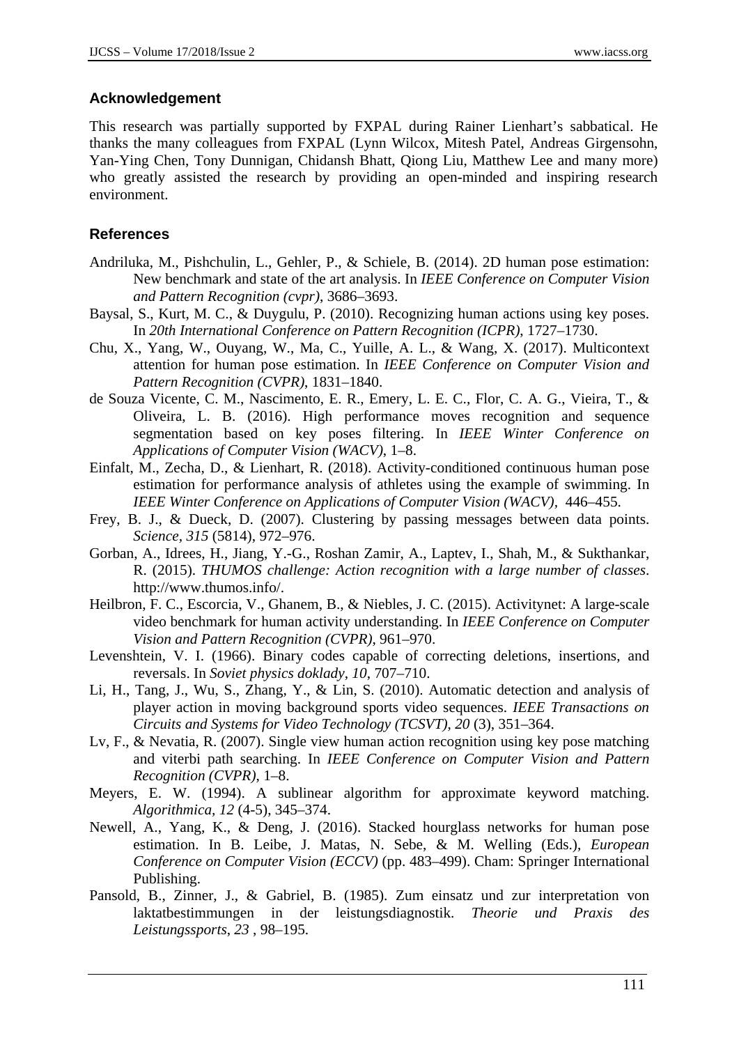## Acknowledgement

This research was partially supported by FXPAL during Rainer Lienhart's sabbatical. He thanks the many colleagues from FXPAL (Lynn Wilcox, Mitesh Patel, Andreas Girgensohn, Yan-Ying Chen, Tony Dunnigan, Chidansh Bhatt, Qiong Liu, Matthew Lee and many more) who greatly assisted the research by providing an open-minded and inspiring research environment.

## References

Andriluka, M., Pishchulin, L., Gehler, P., & Schiele, B. (2014). 2D human pose estimation: New benchmark and state of the art analysis. In *IEEE Conference on Computer Vision and Pattern Recognition (cvpr)*, 3686–3693.

Baysal, S., Kurt, M. C., & Duygulu, P. (2010). Recognizing human actions using key poses. In *20th International Conference on Pattern Recognition (ICPR)*, 1727–1730.

Chu, X., Yang, W., Ouyang, W., Ma, C., Yuille, A. L., & Wang, X. (2017). Multicontext attention for human pose estimation. In *IEEE Conference on Computer Vision and Pattern Recognition (CVPR)*, 1831–1840.

de Souza Vicente, C. M., Nascimento, E. R., Emery, L. E. C., Flor, C. A. G., Vieira, T., & Oliveira, L. B. (2016). High performance moves recognition and sequence segmentation based on key poses filtering. In *IEEE Winter Conference on Applications of Computer Vision (WACV)*, 1–8.

Einfalt, M., Zecha, D., & Lienhart, R. (2018). Activity-conditioned continuous human pose estimation for performance analysis of athletes using the example of swimming. In *IEEE Winter Conference on Applications of Computer Vision (WACV)*, 446–455.

Frey, B. J., & Dueck, D. (2007). Clustering by passing messages between data points. *Science, 315* (5814), 972–976.

Gorban, A., Idrees, H., Jiang, Y.-G., Roshan Zamir, A., Laptev, I., Shah, M., & Sukthankar, R. (2015). *THUMOS challenge: Action recognition with a large number of classes*. http://www.thumos.info/.

Heilbron, F. C., Escorcia, V., Ghanem, B., & Niebles, J. C. (2015). Activitynet: A large-scale video benchmark for human activity understanding. In *IEEE Conference on Computer Vision and Pattern Recognition (CVPR)*, 961–970.

Levenshtein, V. I. (1966). Binary codes capable of correcting deletions, insertions, and reversals. In *Soviet physics doklady*, *10*, 707–710.

Li, H., Tang, J., Wu, S., Zhang, Y., & Lin, S. (2010). Automatic detection and analysis of player action in moving background sports video sequences. *IEEE Transactions on Circuits and Systems for Video Technology (TCSVT)*, *20* (3), 351–364.

Lv, F., & Nevatia, R. (2007). Single view human action recognition using key pose matching and viterbi path searching. In *IEEE Conference on Computer Vision and Pattern Recognition (CVPR)*, 1–8.

Meyers, E. W. (1994). A sublinear algorithm for approximate keyword matching. *Algorithmica, 12* (4-5), 345–374.

Newell, A., Yang, K., & Deng, J. (2016). Stacked hourglass networks for human pose estimation. In B. Leibe, J. Matas, N. Sebe, & M. Welling (Eds.), *European Conference on Computer Vision (ECCV)* (pp. 483–499). Cham: Springer International Publishing.

Pansold, B., Zinner, J., & Gabriel, B. (1985). Zum einsatz und zur interpretation von laktatbestimmungen in der leistungsdiagnostik. *Theorie und Praxis des Leistungssports*, *23* , 98–195.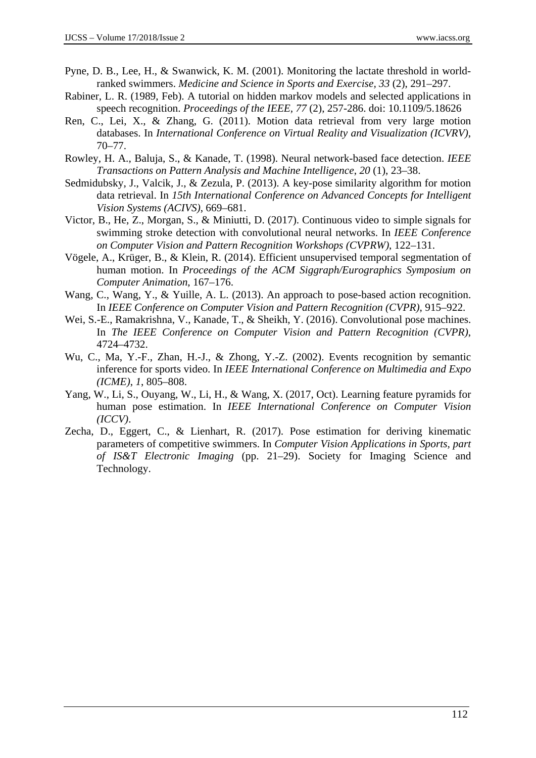Pyne, D. B., Lee, H., & Swanwick, K. M. (2001). Monitoring the lactate threshold in world-ranked swimmers. *Medicine and Science in Sports and Exercise, 33* (2), 291–297.

Rabiner, L. R. (1989, Feb). A tutorial on hidden markov models and selected applications in speech recognition. *Proceedings of the IEEE, 77* (2), 257-286. doi: 10.1109/5.18626

Ren, C., Lei, X., & Zhang, G. (2011). Motion data retrieval from very large motion databases. In *International Conference on Virtual Reality and Visualization (ICVRV)*, 70–77.

Rowley, H. A., Baluja, S., & Kanade, T. (1998). Neural network-based face detection. *IEEE Transactions on Pattern Analysis and Machine Intelligence*, *20* (1), 23–38.

Sedmidubsky, J., Valcik, J., & Zezula, P. (2013). A key-pose similarity algorithm for motion data retrieval. In *15th International Conference on Advanced Concepts for Intelligent Vision Systems (ACIVS)*, 669–681.

Victor, B., He, Z., Morgan, S., & Miniutti, D. (2017). Continuous video to simple signals for swimming stroke detection with convolutional neural networks. In *IEEE Conference on Computer Vision and Pattern Recognition Workshops (CVPRW)*, 122–131.

Vögele, A., Krüger, B., & Klein, R. (2014). Efficient unsupervised temporal segmentation of human motion. In *Proceedings of the ACM Siggraph/Eurographics Symposium on Computer Animation*, 167–176.

Wang, C., Wang, Y., & Yuille, A. L. (2013). An approach to pose-based action recognition. In *IEEE Conference on Computer Vision and Pattern Recognition (CVPR)*, 915–922.

Wei, S.-E., Ramakrishna, V., Kanade, T., & Sheikh, Y. (2016). Convolutional pose machines. In *The IEEE Conference on Computer Vision and Pattern Recognition (CVPR)*, 4724–4732.

Wu, C., Ma, Y.-F., Zhan, H.-J., & Zhong, Y.-Z. (2002). Events recognition by semantic inference for sports video. In *IEEE International Conference on Multimedia and Expo (ICME)*, *1*, 805–808.

Yang, W., Li, S., Ouyang, W., Li, H., & Wang, X. (2017, Oct). Learning feature pyramids for human pose estimation. In *IEEE International Conference on Computer Vision (ICCV)*.

Zecha, D., Eggert, C., & Lienhart, R. (2017). Pose estimation for deriving kinematic parameters of competitive swimmers. In *Computer Vision Applications in Sports, part of IS&T Electronic Imaging* (pp. 21–29). Society for Imaging Science and Technology.